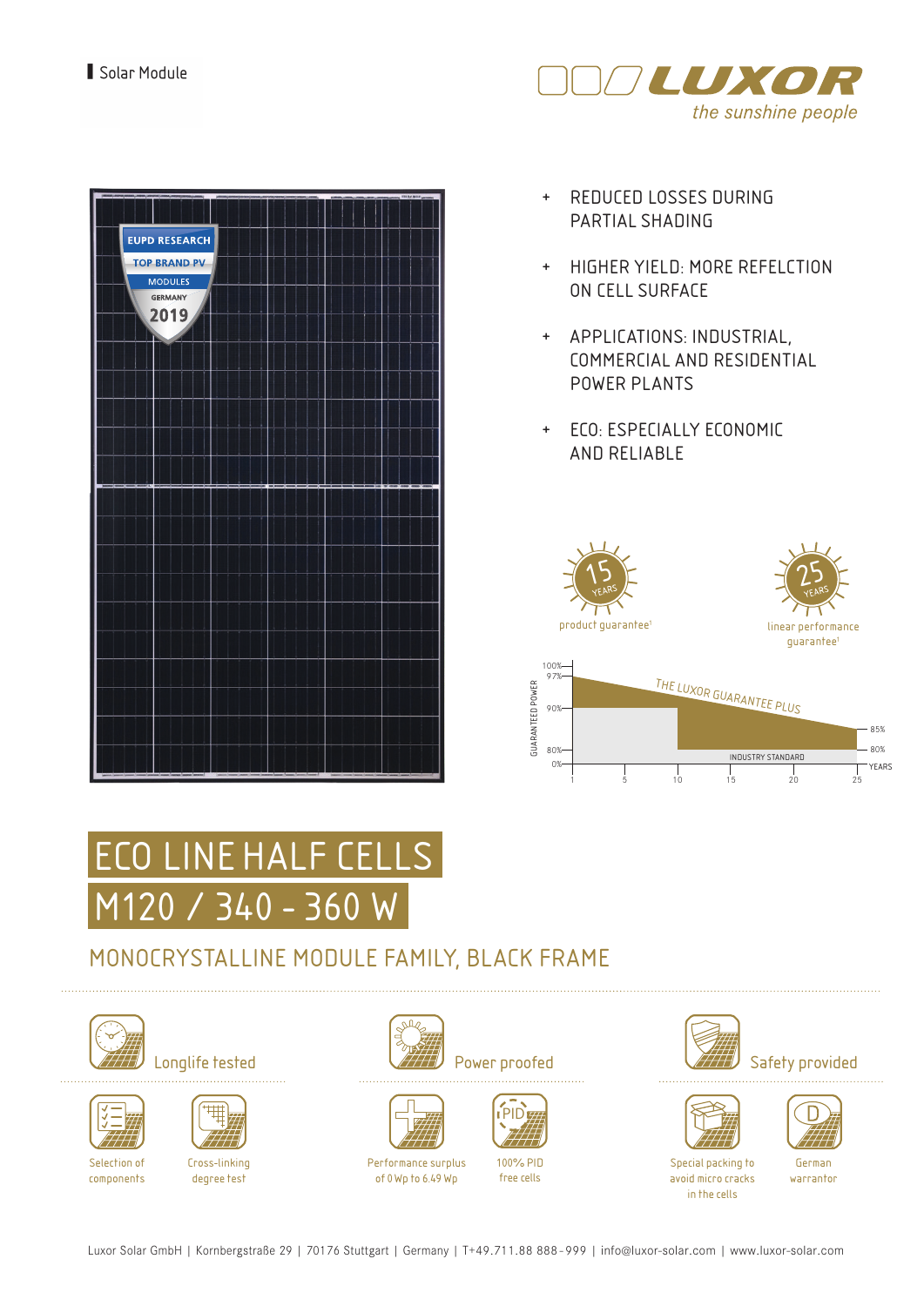Solar Module

LUXOR
*the sunshine people*

EUPD RESEARCH
TOP BRAND PV
MODULES
GERMANY
2019

+ REDUCED LOSSES DURING PARTIAL SHADING
+ HIGHER YIELD: MORE REFELCTION ON CELL SURFACE
+ APPLICATIONS: INDUSTRIAL, COMMERCIAL AND RESIDENTIAL POWER PLANTS
+ ECO: ESPECIALLY ECONOMIC AND RELIABLE

15 YEARS product guarantee[1]

25 YEARS linear performance guarantee[1]

GUARANTEED POWER: 100%, 97%, 90%, 85%, 80%, 0%

THE LUXOR GUARANTEE PLUS

INDUSTRY STANDARD

YEARS: 1, 5, 10, 15, 20, 25

# ECO LINE HALF CELLS
# M120 / 340 - 360 W

## MONOCRYSTALLINE MODULE FAMILY, BLACK FRAME

**Longlife tested**
- Selection of components
- Cross-linking degree test

**Power proofed**
- Performance surplus of 0 Wp to 6.49 Wp
- 100% PID free cells

**Safety provided**
- Special packing to avoid micro cracks in the cells
- German warrantor

Luxor Solar GmbH | Kornbergstraße 29 | 70176 Stuttgart | Germany | T+49.711.88 888-999 | info@luxor-solar.com | www.luxor-solar.com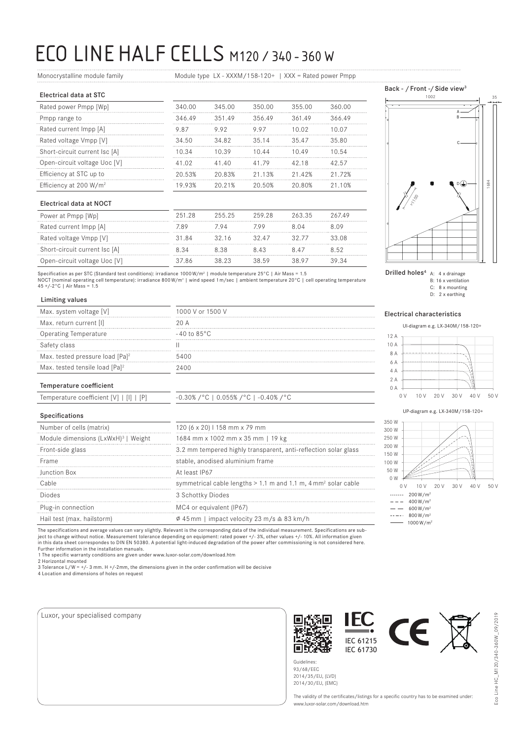# ECO LINE HALF CELLS M120 / 340 - 360 W

Monocrystalline module family — Module type LX - XXXM/158-120+ | XXX = Rated power Pmpp

### Electrical data at STC

| | | | | | |
|---|---|---|---|---|---|
| Rated power Pmpp [Wp] | 340.00 | 345.00 | 350.00 | 355.00 | 360.00 |
| Pmpp range to | 346.49 | 351.49 | 356.49 | 361.49 | 366.49 |
| Rated current Impp [A] | 9.87 | 9.92 | 9.97 | 10.02 | 10.07 |
| Rated voltage Vmpp [V] | 34.50 | 34.82 | 35.14 | 35.47 | 35.80 |
| Short-circuit current Isc [A] | 10.34 | 10.39 | 10.44 | 10.49 | 10.54 |
| Open-circuit voltage Uoc [V] | 41.02 | 41.40 | 41.79 | 42.18 | 42.57 |
| Efficiency at STC up to | 20.53% | 20.83% | 21.13% | 21.42% | 21.72% |
| Efficiency at 200 W/m² | 19.93% | 20.21% | 20.50% | 20.80% | 21.10% |

### Electrical data at NOCT

| | | | | | |
|---|---|---|---|---|---|
| Power at Pmpp [Wp] | 251.28 | 255.25 | 259.28 | 263.35 | 267.49 |
| Rated current Impp [A] | 7.89 | 7.94 | 7.99 | 8.04 | 8.09 |
| Rated voltage Vmpp [V] | 31.84 | 32.16 | 32.47 | 32.77 | 33.08 |
| Short-circuit current Isc [A] | 8.34 | 8.38 | 8.43 | 8.47 | 8.52 |
| Open-circuit voltage Uoc [V] | 37.86 | 38.23 | 38.59 | 38.97 | 39.34 |

Specification as per STC (Standard test conditions): irradiance 1000 W/m² | module temperature 25°C | Air Mass = 1.5
NOCT (nominal operating cell temperature): irradiance 800 W/m² | wind speed 1 m/sec | ambient temperature 20°C | cell operating temperature 45 +/-2°C | Air Mass = 1.5

### Limiting values

| | |
|---|---|
| Max. system voltage [V] | 1000 V or 1500 V |
| Max. return current [I] | 20 A |
| Operating Temperature | -40 to 85°C |
| Safety class | II |
| Max. tested pressure load [Pa][2] | 5400 |
| Max. tested tensile load [Pa][2] | 2400 |

### Temperature coefficient

| | |
|---|---|
| Temperature coefficient [V] \| [I] \| [P] | -0.30% /°C \| 0.055% /°C \| -0.40% /°C |

### Specifications

| | |
|---|---|
| Number of cells (matrix) | 120 (6 x 20) I 158 mm x 79 mm |
| Module dimensions (LxWxH)[3] \| Weight | 1684 mm x 1002 mm x 35 mm \| 19 kg |
| Front-side glass | 3.2 mm tempered highly transparent, anti-reflection solar glass |
| Frame | stable, anodised aluminium frame |
| Junction Box | At least IP67 |
| Cable | symmetrical cable lengths > 1.1 m and 1.1 m, 4 mm² solar cable |
| Diodes | 3 Schottky Diodes |
| Plug-in connection | MC4 or equivalent (IP67) |
| Hail test (max. hailstorm) | Ø 45 mm \| impact velocity 23 m/s ≙ 83 km/h |

The specifications and average values can vary slightly. Relevant is the corresponding data of the individual measurement. Specifications are subject to change without notice. Measurement tolerance depending on equipment: rated power +/- 3%, other values +/- 10%. All information given in this data sheet correspondes to DIN EN 50380. A potential light-induced degradation of the power after commissioning is not considered here. Further information in the installation manuals.
1 The specific warranty conditions are given under www.luxor-solar.com/download.htm
2 Horizontal mounted
3 Tolerance L/W = +/- 3 mm. H +/-2mm, the dimensions given in the order confirmation will be decisive
4 Location and dimensions of holes on request

### Back - / Front -/ Side view[3]

1002
35
A
B
C
D
>1100
1684

Drilled holes[4] A: 4 x drainage
B: 16 x ventilation
C: 8 x mounting
D: 2 x earthing

### Electrical characteristics

UI-diagram e.g. LX-340M/158-120+

12 A
10 A
8 A
6 A
4 A
2 A
0 A
0 V 10 V 20 V 30 V 40 V 50 V

UP-diagram e.g. LX-340M/158-120+

350 W
300 W
250 W
200 W
150 W
100 W
50 W
0 W
0 V 10 V 20 V 30 V 40 V 50 V

200 W/m²
400 W/m²
600 W/m²
800 W/m²
1000 W/m²

Luxor, your specialised company

IEC 61215
IEC 61730

Guidelines:
93/68/EEC
2014/35/EU, (LVD)
2014/30/EU, (EMC)

The validity of the certificates/listings for a specific country has to be examined under: www.luxor-solar.com/download.htm

Eco Line HC_M120/340-360W_09/2019